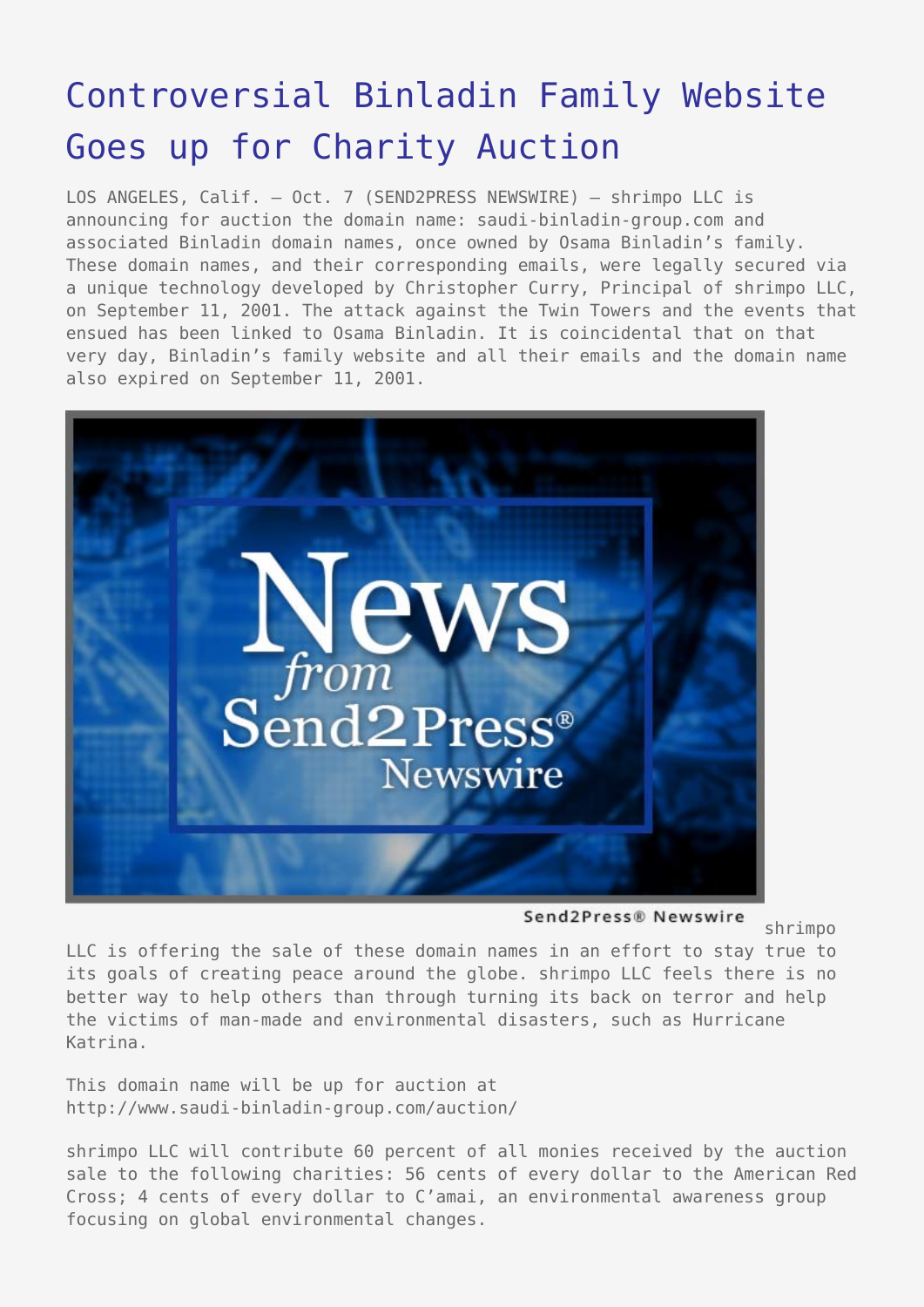# Controversial Binladin Family Website Goes up for Charity Auction

LOS ANGELES, Calif. – Oct. 7 (SEND2PRESS NEWSWIRE) – shrimpo LLC is announcing for auction the domain name: saudi-binladin-group.com and associated Binladin domain names, once owned by Osama Binladin's family. These domain names, and their corresponding emails, were legally secured via a unique technology developed by Christopher Curry, Principal of shrimpo LLC, on September 11, 2001. The attack against the Twin Towers and the events that ensued has been linked to Osama Binladin. It is coincidental that on that very day, Binladin's family website and all their emails and the domain name also expired on September 11, 2001.

shrimpo LLC is offering the sale of these domain names in an effort to stay true to its goals of creating peace around the globe. shrimpo LLC feels there is no better way to help others than through turning its back on terror and help the victims of man-made and environmental disasters, such as Hurricane Katrina.

This domain name will be up for auction at http://www.saudi-binladin-group.com/auction/

shrimpo LLC will contribute 60 percent of all monies received by the auction sale to the following charities: 56 cents of every dollar to the American Red Cross; 4 cents of every dollar to C'amai, an environmental awareness group focusing on global environmental changes.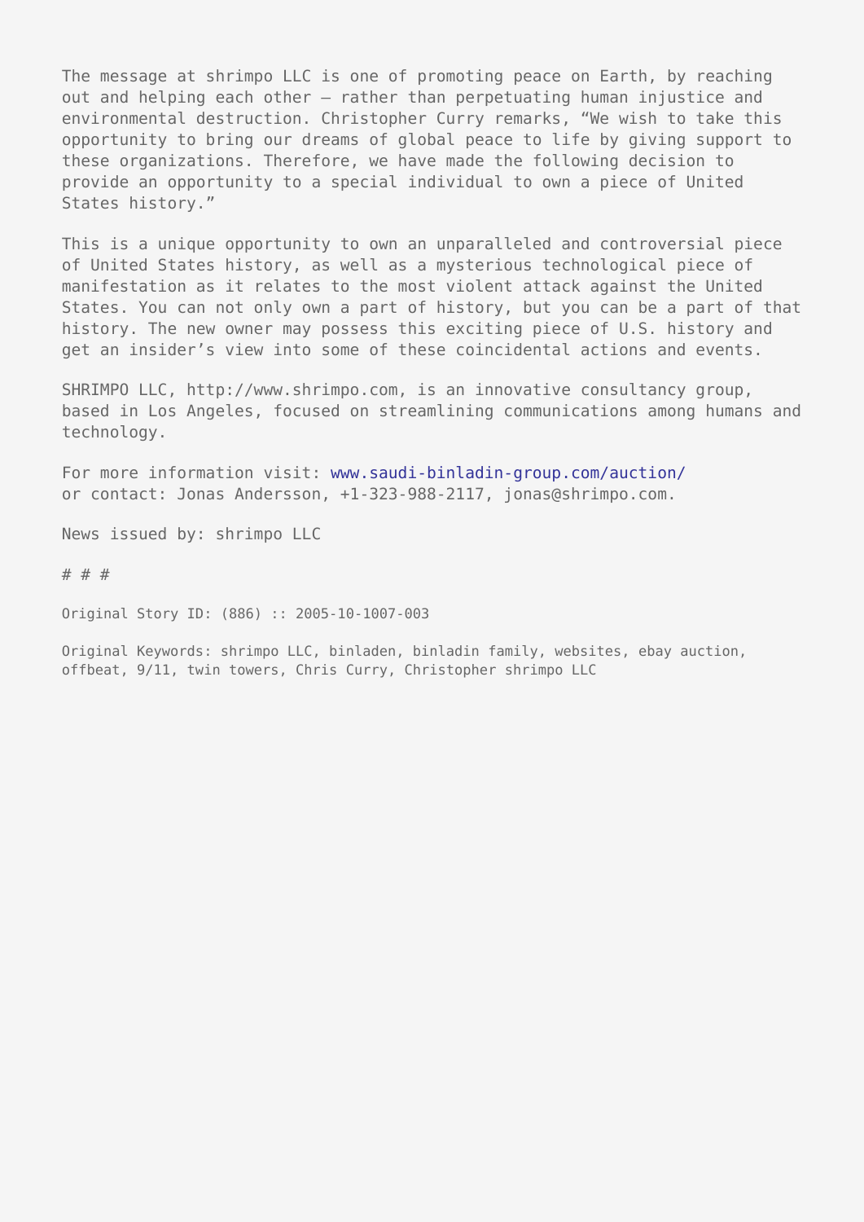The message at shrimpo LLC is one of promoting peace on Earth, by reaching out and helping each other – rather than perpetuating human injustice and environmental destruction. Christopher Curry remarks, “We wish to take this opportunity to bring our dreams of global peace to life by giving support to these organizations. Therefore, we have made the following decision to provide an opportunity to a special individual to own a piece of United States history.”

This is a unique opportunity to own an unparalleled and controversial piece of United States history, as well as a mysterious technological piece of manifestation as it relates to the most violent attack against the United States. You can not only own a part of history, but you can be a part of that history. The new owner may possess this exciting piece of U.S. history and get an insider’s view into some of these coincidental actions and events.

SHRIMPO LLC, http://www.shrimpo.com, is an innovative consultancy group, based in Los Angeles, focused on streamlining communications among humans and technology.

For more information visit: www.saudi-binladin-group.com/auction/
or contact: Jonas Andersson, +1-323-988-2117, jonas@shrimpo.com.

News issued by: shrimpo LLC

# # #

Original Story ID: (886) :: 2005-10-1007-003

Original Keywords: shrimpo LLC, binladen, binladin family, websites, ebay auction, offbeat, 9/11, twin towers, Chris Curry, Christopher shrimpo LLC